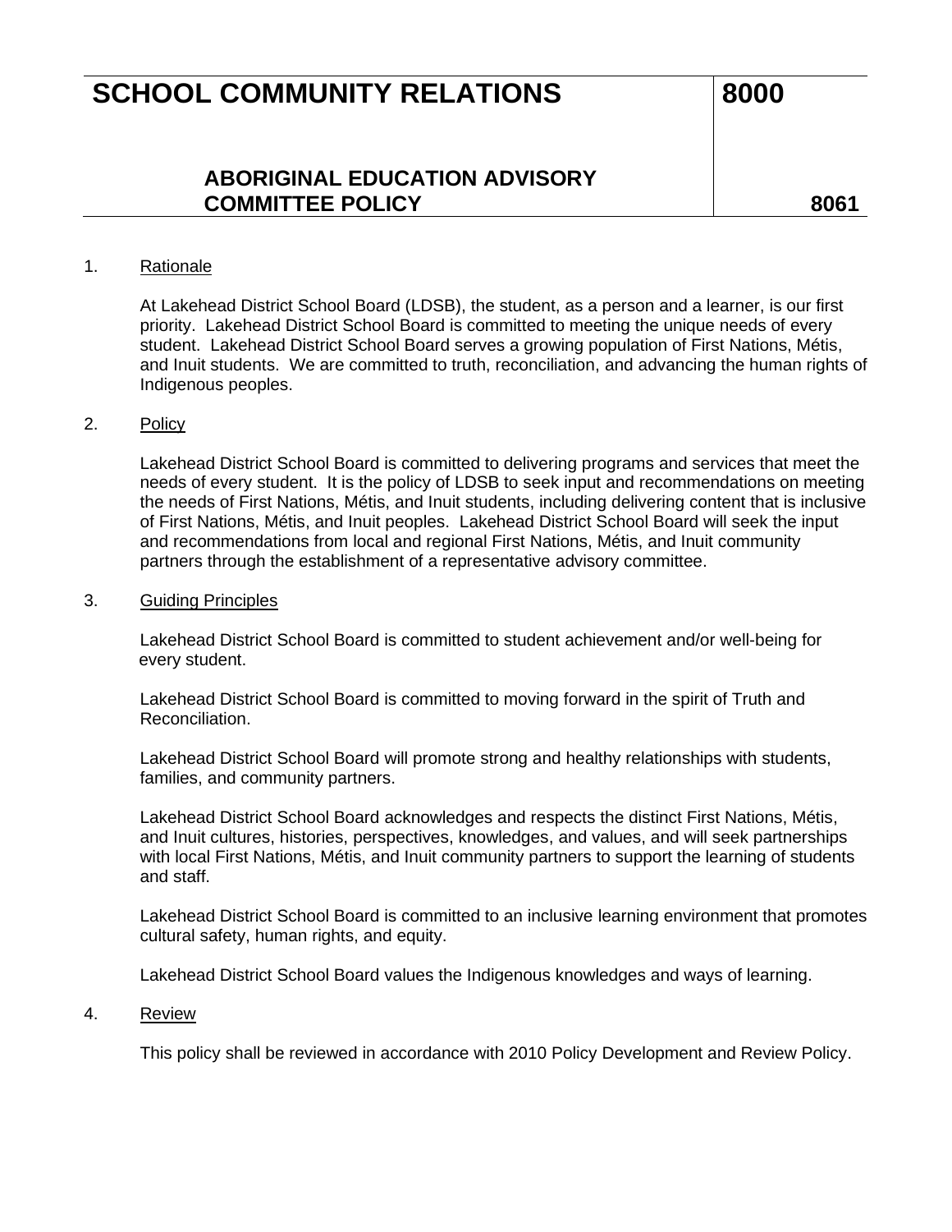# SCHOOL COMMUNITY RELATIONS 8000

## ABORIGINAL EDUCATION ADVISORY COMMITTEE POLICY 8061

1. Rationale

   At Lakehead District School Board (LDSB), the student, as a person and a learner, is our first priority. Lakehead District School Board is committed to meeting the unique needs of every student. Lakehead District School Board serves a growing population of First Nations, Métis, and Inuit students. We are committed to truth, reconciliation, and advancing the human rights of Indigenous peoples.

2. Policy

   Lakehead District School Board is committed to delivering programs and services that meet the needs of every student. It is the policy of LDSB to seek input and recommendations on meeting the needs of First Nations, Métis, and Inuit students, including delivering content that is inclusive of First Nations, Métis, and Inuit peoples. Lakehead District School Board will seek the input and recommendations from local and regional First Nations, Métis, and Inuit community partners through the establishment of a representative advisory committee.

3. Guiding Principles

   Lakehead District School Board is committed to student achievement and/or well-being for every student.

   Lakehead District School Board is committed to moving forward in the spirit of Truth and Reconciliation.

   Lakehead District School Board will promote strong and healthy relationships with students, families, and community partners.

   Lakehead District School Board acknowledges and respects the distinct First Nations, Métis, and Inuit cultures, histories, perspectives, knowledges, and values, and will seek partnerships with local First Nations, Métis, and Inuit community partners to support the learning of students and staff.

   Lakehead District School Board is committed to an inclusive learning environment that promotes cultural safety, human rights, and equity.

   Lakehead District School Board values the Indigenous knowledges and ways of learning.

4. Review

   This policy shall be reviewed in accordance with 2010 Policy Development and Review Policy.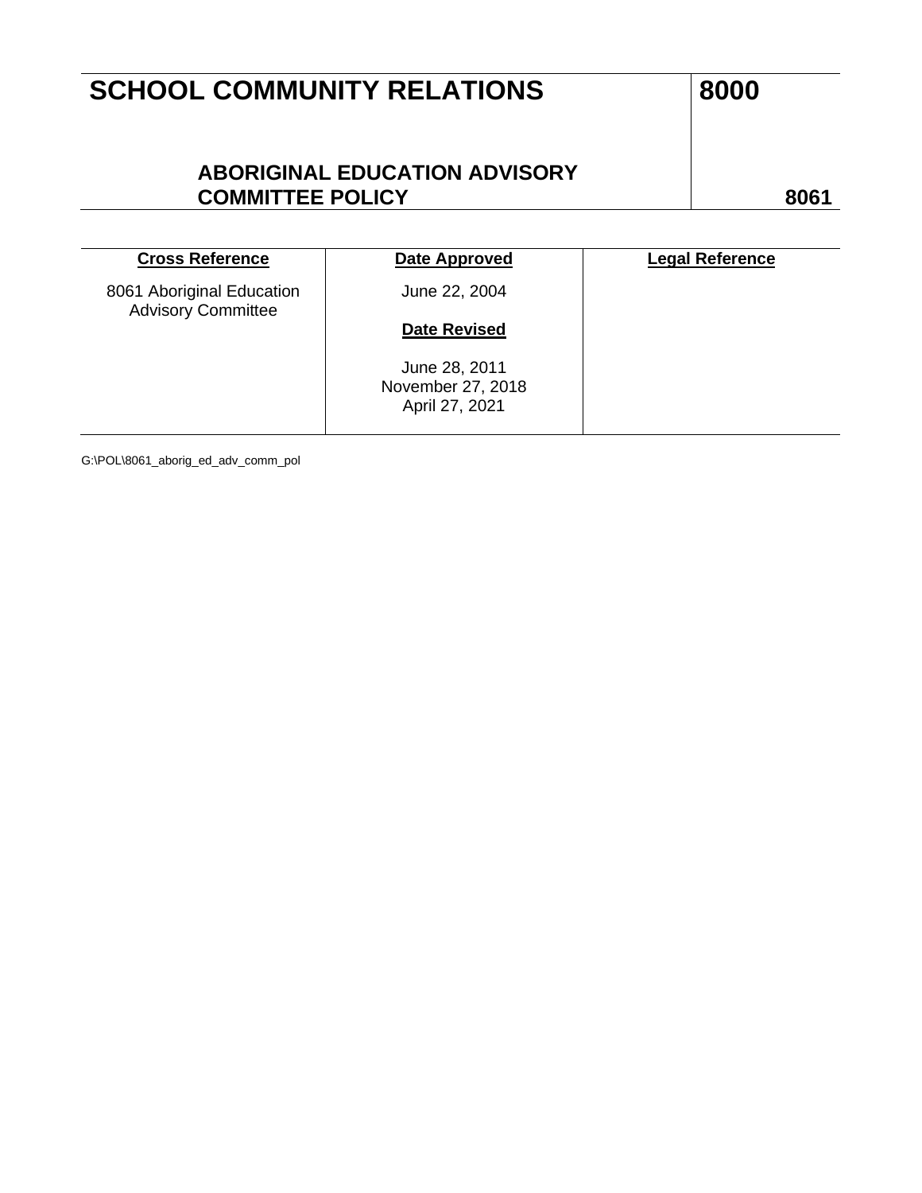# SCHOOL COMMUNITY RELATIONS — 8000

## ABORIGINAL EDUCATION ADVISORY COMMITTEE POLICY — 8061

| Cross Reference | Date Approved | Legal Reference |
|---|---|---|
| 8061 Aboriginal Education Advisory Committee | June 22, 2004<br><br>**Date Revised**<br><br>June 28, 2011<br>November 27, 2018<br>April 27, 2021 | |

G:\POL\8061_aborig_ed_adv_comm_pol